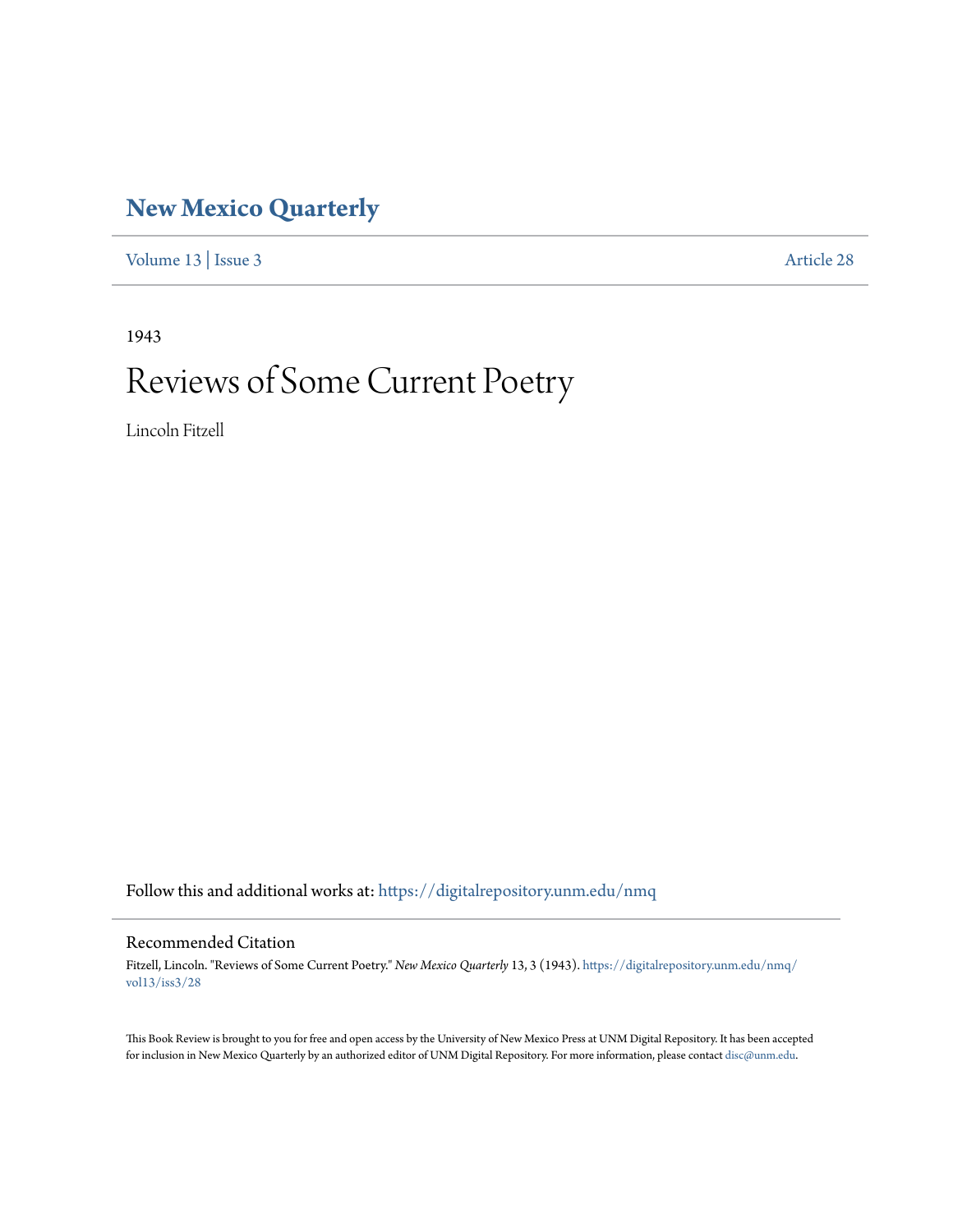# New Mexico Quarterly

Volume 13 | Issue 3 Article 28

1943

## Reviews of Some Current Poetry

Lincoln Fitzell

Follow this and additional works at: https://digitalrepository.unm.edu/nmq

### Recommended Citation

Fitzell, Lincoln. "Reviews of Some Current Poetry." *New Mexico Quarterly* 13, 3 (1943). https://digitalrepository.unm.edu/nmq/vol13/iss3/28

This Book Review is brought to you for free and open access by the University of New Mexico Press at UNM Digital Repository. It has been accepted for inclusion in New Mexico Quarterly by an authorized editor of UNM Digital Repository. For more information, please contact disc@unm.edu.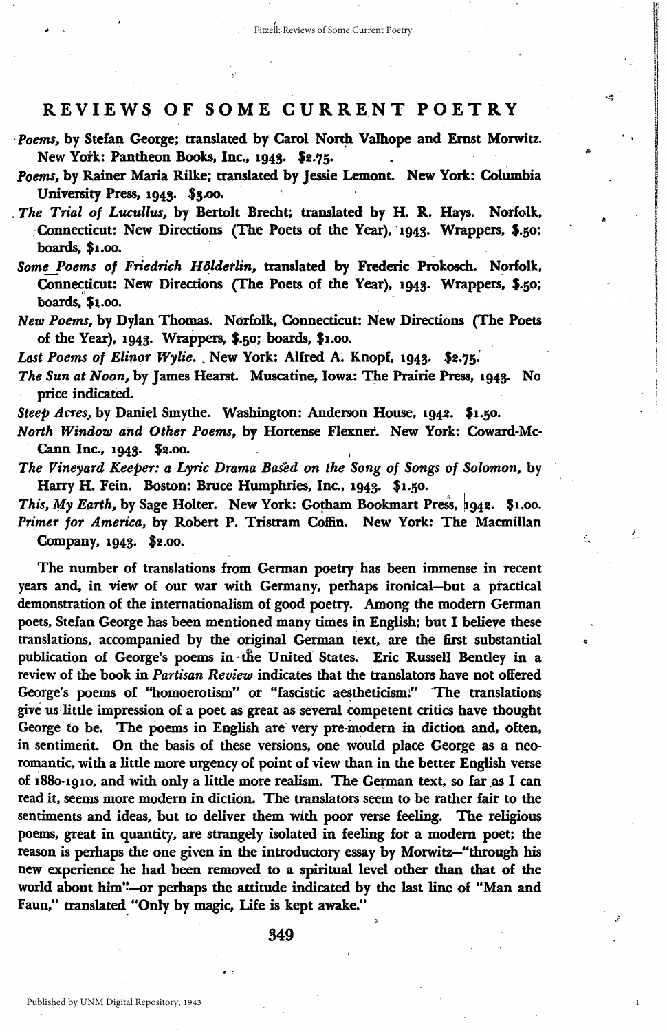## REVIEWS OF SOME CURRENT POETRY

*Poems*, by Stefan George; translated by Carol North Valhope and Ernst Morwitz. New York: Pantheon Books, Inc., 1943. $2.75.

*Poems*, by Rainer Maria Rilke; translated by Jessie Lemont. New York: Columbia University Press, 1943. $3.00.

*The Trial of Lucullus*, by Bertolt Brecht; translated by H. R. Hays. Norfolk, Connecticut: New Directions (The Poets of the Year), 1943. Wrappers, $.50; boards, $1.00.

*Some Poems of Friedrich Hölderlin*, translated by Frederic Prokosch. Norfolk, Connecticut: New Directions (The Poets of the Year), 1943. Wrappers, $.50; boards, $1.00.

*New Poems*, by Dylan Thomas. Norfolk, Connecticut: New Directions (The Poets of the Year), 1943. Wrappers, $.50; boards, $1.00.

*Last Poems of Elinor Wylie*. New York: Alfred A. Knopf, 1943. $2.75.

*The Sun at Noon*, by James Hearst. Muscatine, Iowa: The Prairie Press, 1943. No price indicated.

*Steep Acres*, by Daniel Smythe. Washington: Anderson House, 1942. $1.50.

*North Window and Other Poems*, by Hortense Flexner. New York: Coward-McCann Inc., 1943. $2.00.

*The Vineyard Keeper: a Lyric Drama Based on the Song of Songs of Solomon*, by Harry H. Fein. Boston: Bruce Humphries, Inc., 1943. $1.50.

*This, My Earth*, by Sage Holter. New York: Gotham Bookmart Press, 1942. $1.00.

*Primer for America*, by Robert P. Tristram Coffin. New York: The Macmillan Company, 1943. $2.00.

The number of translations from German poetry has been immense in recent years and, in view of our war with Germany, perhaps ironical—but a practical demonstration of the internationalism of good poetry. Among the modern German poets, Stefan George has been mentioned many times in English; but I believe these translations, accompanied by the original German text, are the first substantial publication of George's poems in the United States. Eric Russell Bentley in a review of the book in *Partisan Review* indicates that the translators have not offered George's poems of "homoerotism" or "fascistic aestheticism." The translations give us little impression of a poet as great as several competent critics have thought George to be. The poems in English are very pre-modern in diction and, often, in sentiment. On the basis of these versions, one would place George as a neo-romantic, with a little more urgency of point of view than in the better English verse of 1880-1910, and with only a little more realism. The German text, so far as I can read it, seems more modern in diction. The translators seem to be rather fair to the sentiments and ideas, but to deliver them with poor verse feeling. The religious poems, great in quantity, are strangely isolated in feeling for a modern poet; the reason is perhaps the one given in the introductory essay by Morwitz—"through his new experience he had been removed to a spiritual level other than that of the world about him"—or perhaps the attitude indicated by the last line of "Man and Faun," translated "Only by magic, Life is kept awake."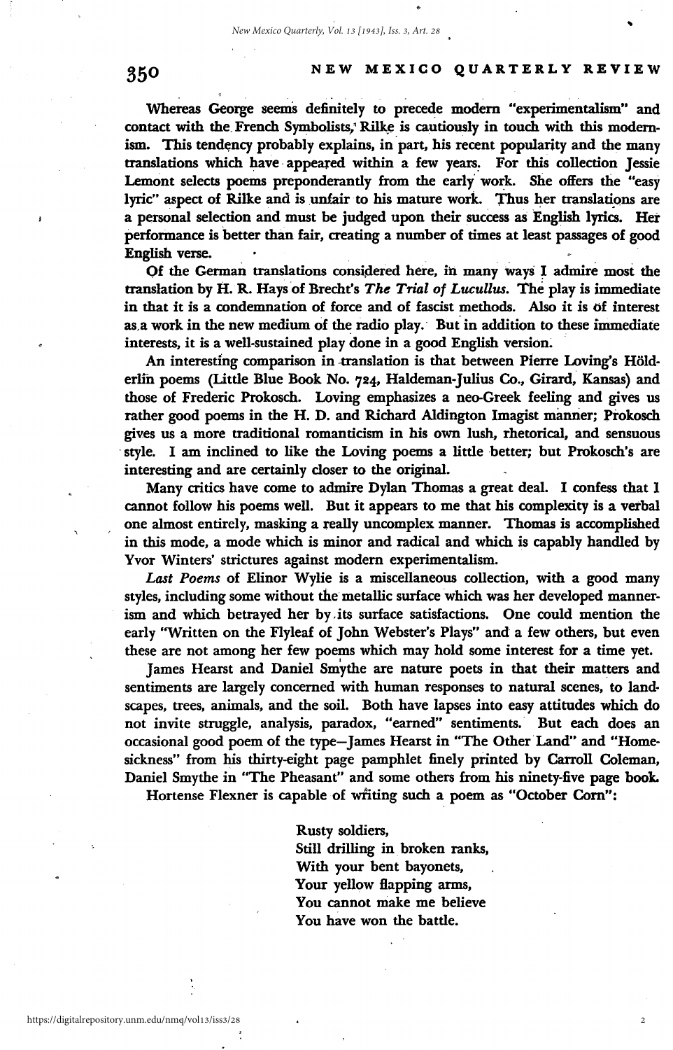Whereas George seems definitely to precede modern "experimentalism" and contact with the French Symbolists, Rilke is cautiously in touch with this modernism. This tendency probably explains, in part, his recent popularity and the many translations which have appeared within a few years. For this collection Jessie Lemont selects poems preponderantly from the early work. She offers the "easy lyric" aspect of Rilke and is unfair to his mature work. Thus her translations are a personal selection and must be judged upon their success as English lyrics. Her performance is better than fair, creating a number of times at least passages of good English verse.

Of the German translations considered here, in many ways I admire most the translation by H. R. Hays of Brecht's *The Trial of Lucullus*. The play is immediate in that it is a condemnation of force and of fascist methods. Also it is of interest as a work in the new medium of the radio play. But in addition to these immediate interests, it is a well-sustained play done in a good English version.

An interesting comparison in translation is that between Pierre Loving's Hölderlin poems (Little Blue Book No. 724, Haldeman-Julius Co., Girard, Kansas) and those of Frederic Prokosch. Loving emphasizes a neo-Greek feeling and gives us rather good poems in the H. D. and Richard Aldington Imagist manner; Prokosch gives us a more traditional romanticism in his own lush, rhetorical, and sensuous style. I am inclined to like the Loving poems a little better; but Prokosch's are interesting and are certainly closer to the original.

Many critics have come to admire Dylan Thomas a great deal. I confess that I cannot follow his poems well. But it appears to me that his complexity is a verbal one almost entirely, masking a really uncomplex manner. Thomas is accomplished in this mode, a mode which is minor and radical and which is capably handled by Yvor Winters' strictures against modern experimentalism.

*Last Poems* of Elinor Wylie is a miscellaneous collection, with a good many styles, including some without the metallic surface which was her developed mannerism and which betrayed her by its surface satisfactions. One could mention the early "Written on the Flyleaf of John Webster's Plays" and a few others, but even these are not among her few poems which may hold some interest for a time yet.

James Hearst and Daniel Smythe are nature poets in that their matters and sentiments are largely concerned with human responses to natural scenes, to landscapes, trees, animals, and the soil. Both have lapses into easy attitudes which do not invite struggle, analysis, paradox, "earned" sentiments. But each does an occasional good poem of the type—James Hearst in "The Other Land" and "Homesickness" from his thirty-eight page pamphlet finely printed by Carroll Coleman, Daniel Smythe in "The Pheasant" and some others from his ninety-five page book.

Hortense Flexner is capable of writing such a poem as "October Corn":

> Rusty soldiers,
> Still drilling in broken ranks,
> With your bent bayonets,
> Your yellow flapping arms,
> You cannot make me believe
> You have won the battle.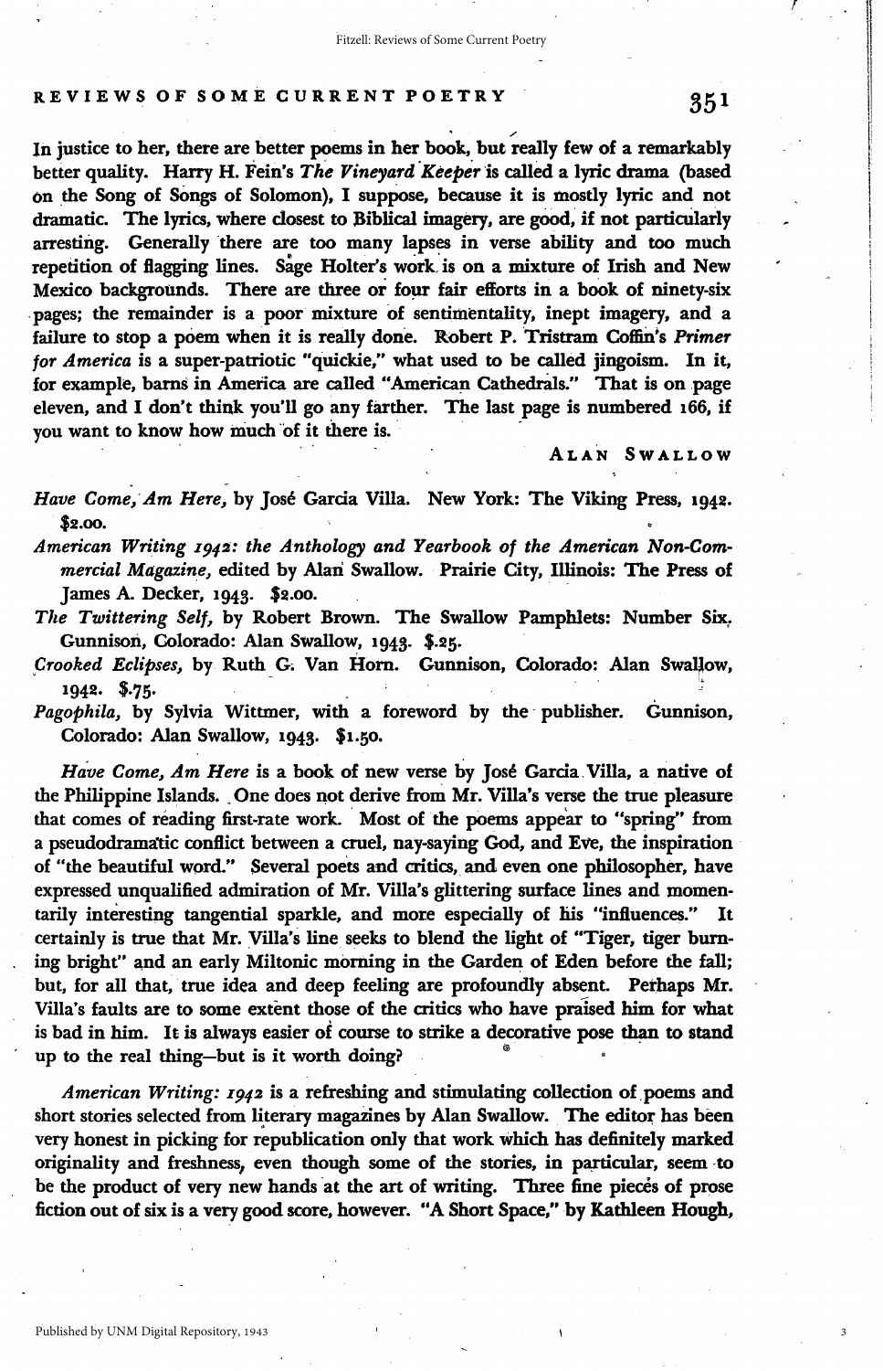In justice to her, there are better poems in her book, but really few of a remarkably better quality. Harry H. Fein's *The Vineyard Keeper* is called a lyric drama (based on the Song of Songs of Solomon), I suppose, because it is mostly lyric and not dramatic. The lyrics, where closest to Biblical imagery, are good, if not particularly arresting. Generally there are too many lapses in verse ability and too much repetition of flagging lines. Sage Holter's work is on a mixture of Irish and New Mexico backgrounds. There are three or four fair efforts in a book of ninety-six pages; the remainder is a poor mixture of sentimentality, inept imagery, and a failure to stop a poem when it is really done. Robert P. Tristram Coffin's *Primer for America* is a super-patriotic "quickie," what used to be called jingoism. In it, for example, barns in America are called "American Cathedrals." That is on page eleven, and I don't think you'll go any farther. The last page is numbered 166, if you want to know how much of it there is.

ALAN SWALLOW

*Have Come, Am Here*, by José Garcia Villa. New York: The Viking Press, 1942. $2.00.

*American Writing 1942: the Anthology and Yearbook of the American Non-Commercial Magazine*, edited by Alan Swallow. Prairie City, Illinois: The Press of James A. Decker, 1943. $2.00.

*The Twittering Self*, by Robert Brown. The Swallow Pamphlets: Number Six. Gunnison, Colorado: Alan Swallow, 1943. $.25.

*Crooked Eclipses*, by Ruth G. Van Horn. Gunnison, Colorado: Alan Swallow, 1942. $.75.

*Pagophila*, by Sylvia Wittmer, with a foreword by the publisher. Gunnison, Colorado: Alan Swallow, 1943. $1.50.

*Have Come, Am Here* is a book of new verse by José Garcia Villa, a native of the Philippine Islands. One does not derive from Mr. Villa's verse the true pleasure that comes of reading first-rate work. Most of the poems appear to "spring" from a pseudodramatic conflict between a cruel, nay-saying God, and Eve, the inspiration of "the beautiful word." Several poets and critics, and even one philosopher, have expressed unqualified admiration of Mr. Villa's glittering surface lines and momentarily interesting tangential sparkle, and more especially of his "influences." It certainly is true that Mr. Villa's line seeks to blend the light of "Tiger, tiger burning bright" and an early Miltonic morning in the Garden of Eden before the fall; but, for all that, true idea and deep feeling are profoundly absent. Perhaps Mr. Villa's faults are to some extent those of the critics who have praised him for what is bad in him. It is always easier of course to strike a decorative pose than to stand up to the real thing—but is it worth doing?

*American Writing: 1942* is a refreshing and stimulating collection of poems and short stories selected from literary magazines by Alan Swallow. The editor has been very honest in picking for republication only that work which has definitely marked originality and freshness, even though some of the stories, in particular, seem to be the product of very new hands at the art of writing. Three fine pieces of prose fiction out of six is a very good score, however. "A Short Space," by Kathleen Hough,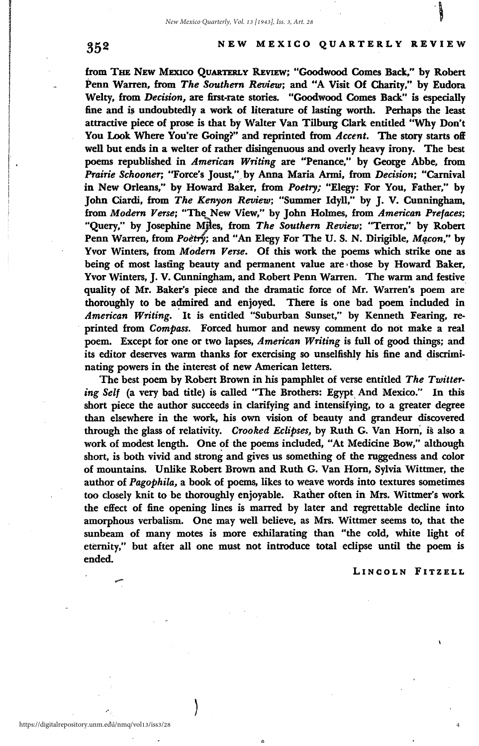from THE NEW MEXICO QUARTERLY REVIEW; "Goodwood Comes Back," by Robert Penn Warren, from *The Southern Review*; and "A Visit Of Charity," by Eudora Welty, from *Decision*, are first-rate stories. "Goodwood Comes Back" is especially fine and is undoubtedly a work of literature of lasting worth. Perhaps the least attractive piece of prose is that by Walter Van Tilburg Clark entitled "Why Don't You Look Where You're Going?" and reprinted from *Accent*. The story starts off well but ends in a welter of rather disingenuous and overly heavy irony. The best poems republished in *American Writing* are "Penance," by George Abbe, from *Prairie Schooner*; "Force's Joust," by Anna Maria Armi, from *Decision*; "Carnival in New Orleans," by Howard Baker, from *Poetry*; "Elegy: For You, Father," by John Ciardi, from *The Kenyon Review*; "Summer Idyll," by J. V. Cunningham, from *Modern Verse*; "The New View," by John Holmes, from *American Prefaces*; "Query," by Josephine Miles, from *The Southern Review*; "Terror," by Robert Penn Warren, from *Poetry*; and "An Elegy For The U. S. N. Dirigible, *Macon*," by Yvor Winters, from *Modern Verse*. Of this work the poems which strike one as being of most lasting beauty and permanent value are those by Howard Baker, Yvor Winters, J. V. Cunningham, and Robert Penn Warren. The warm and festive quality of Mr. Baker's piece and the dramatic force of Mr. Warren's poem are thoroughly to be admired and enjoyed. There is one bad poem included in *American Writing*. It is entitled "Suburban Sunset," by Kenneth Fearing, reprinted from *Compass*. Forced humor and newsy comment do not make a real poem. Except for one or two lapses, *American Writing* is full of good things; and its editor deserves warm thanks for exercising so unselfishly his fine and discriminating powers in the interest of new American letters.

The best poem by Robert Brown in his pamphlet of verse entitled *The Twittering Self* (a very bad title) is called "The Brothers: Egypt And Mexico." In this short piece the author succeeds in clarifying and intensifying, to a greater degree than elsewhere in the work, his own vision of beauty and grandeur discovered through the glass of relativity. *Crooked Eclipses*, by Ruth G. Van Horn, is also a work of modest length. One of the poems included, "At Medicine Bow," although short, is both vivid and strong and gives us something of the ruggedness and color of mountains. Unlike Robert Brown and Ruth G. Van Horn, Sylvia Wittmer, the author of *Pagophila*, a book of poems, likes to weave words into textures sometimes too closely knit to be thoroughly enjoyable. Rather often in Mrs. Wittmer's work the effect of fine opening lines is marred by later and regrettable decline into amorphous verbalism. One may well believe, as Mrs. Wittmer seems to, that the sunbeam of many motes is more exhilarating than "the cold, white light of eternity," but after all one must not introduce total eclipse until the poem is ended.

LINCOLN FITZELL